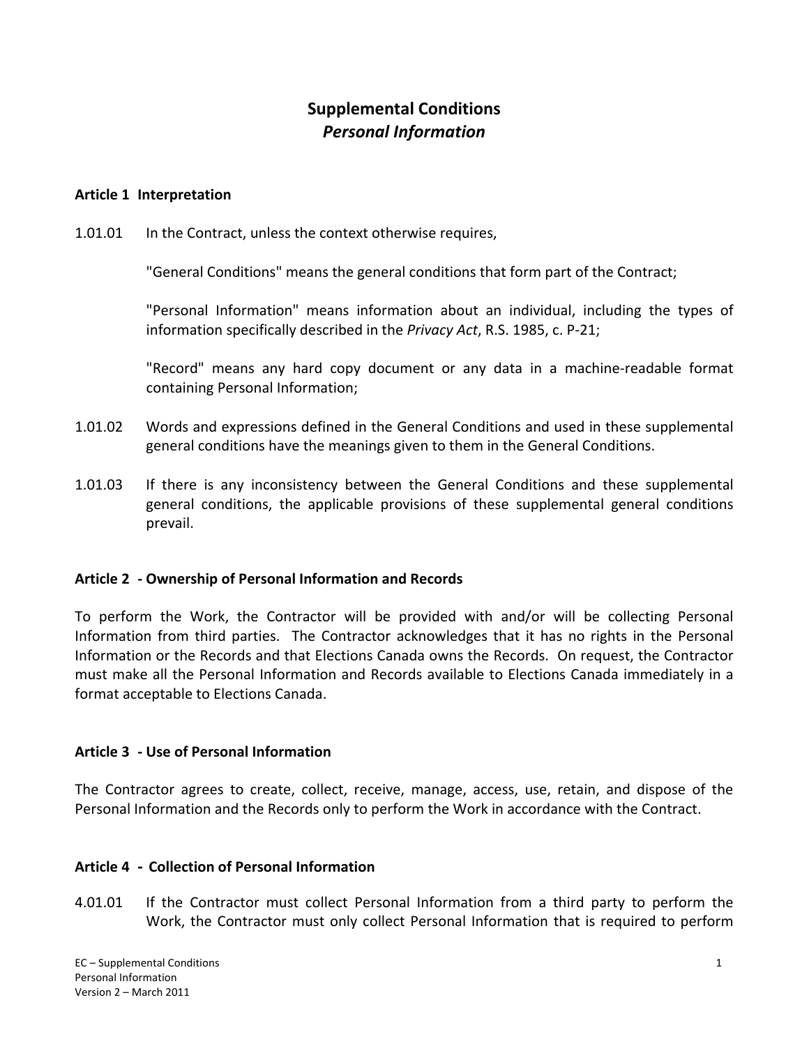# Supplemental Conditions
## *Personal Information*

**Article 1 Interpretation**

1.01.01 In the Contract, unless the context otherwise requires,

"General Conditions" means the general conditions that form part of the Contract;

"Personal Information" means information about an individual, including the types of information specifically described in the *Privacy Act*, R.S. 1985, c. P-21;

"Record" means any hard copy document or any data in a machine-readable format containing Personal Information;

1.01.02 Words and expressions defined in the General Conditions and used in these supplemental general conditions have the meanings given to them in the General Conditions.

1.01.03 If there is any inconsistency between the General Conditions and these supplemental general conditions, the applicable provisions of these supplemental general conditions prevail.

**Article 2 - Ownership of Personal Information and Records**

To perform the Work, the Contractor will be provided with and/or will be collecting Personal Information from third parties. The Contractor acknowledges that it has no rights in the Personal Information or the Records and that Elections Canada owns the Records. On request, the Contractor must make all the Personal Information and Records available to Elections Canada immediately in a format acceptable to Elections Canada.

**Article 3 - Use of Personal Information**

The Contractor agrees to create, collect, receive, manage, access, use, retain, and dispose of the Personal Information and the Records only to perform the Work in accordance with the Contract.

**Article 4 - Collection of Personal Information**

4.01.01 If the Contractor must collect Personal Information from a third party to perform the Work, the Contractor must only collect Personal Information that is required to perform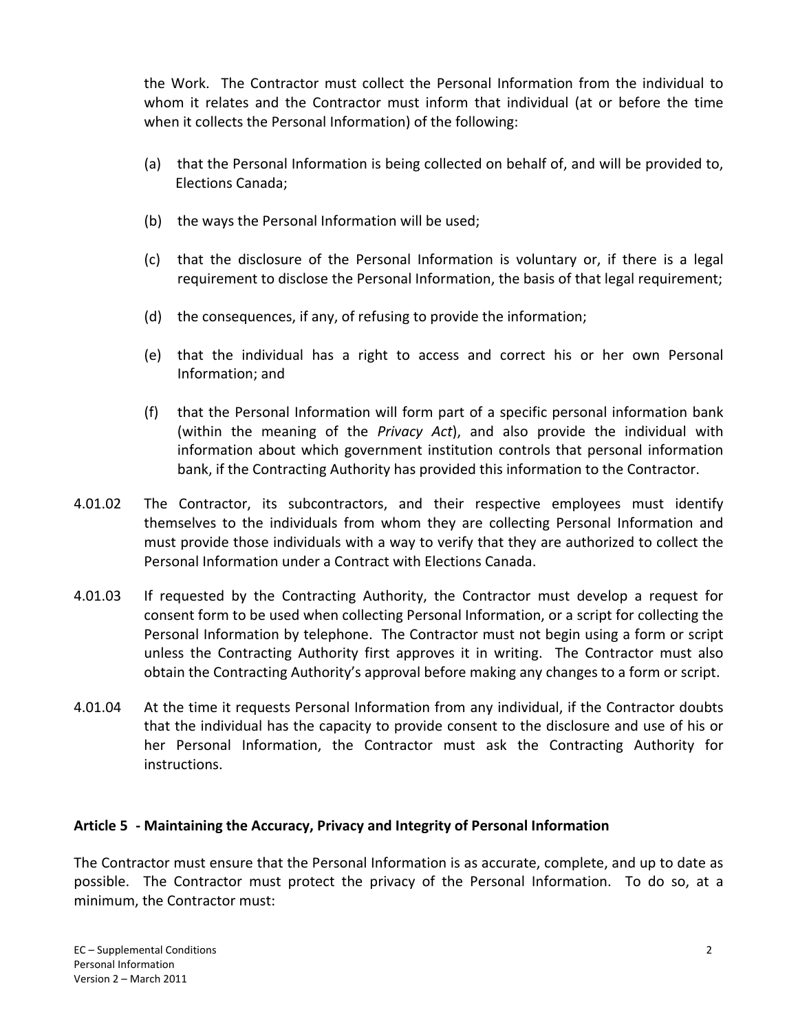the Work. The Contractor must collect the Personal Information from the individual to whom it relates and the Contractor must inform that individual (at or before the time when it collects the Personal Information) of the following:

(a) that the Personal Information is being collected on behalf of, and will be provided to, Elections Canada;

(b) the ways the Personal Information will be used;

(c) that the disclosure of the Personal Information is voluntary or, if there is a legal requirement to disclose the Personal Information, the basis of that legal requirement;

(d) the consequences, if any, of refusing to provide the information;

(e) that the individual has a right to access and correct his or her own Personal Information; and

(f) that the Personal Information will form part of a specific personal information bank (within the meaning of the *Privacy Act*), and also provide the individual with information about which government institution controls that personal information bank, if the Contracting Authority has provided this information to the Contractor.

4.01.02 The Contractor, its subcontractors, and their respective employees must identify themselves to the individuals from whom they are collecting Personal Information and must provide those individuals with a way to verify that they are authorized to collect the Personal Information under a Contract with Elections Canada.

4.01.03 If requested by the Contracting Authority, the Contractor must develop a request for consent form to be used when collecting Personal Information, or a script for collecting the Personal Information by telephone. The Contractor must not begin using a form or script unless the Contracting Authority first approves it in writing. The Contractor must also obtain the Contracting Authority's approval before making any changes to a form or script.

4.01.04 At the time it requests Personal Information from any individual, if the Contractor doubts that the individual has the capacity to provide consent to the disclosure and use of his or her Personal Information, the Contractor must ask the Contracting Authority for instructions.

## Article 5 - Maintaining the Accuracy, Privacy and Integrity of Personal Information

The Contractor must ensure that the Personal Information is as accurate, complete, and up to date as possible. The Contractor must protect the privacy of the Personal Information. To do so, at a minimum, the Contractor must: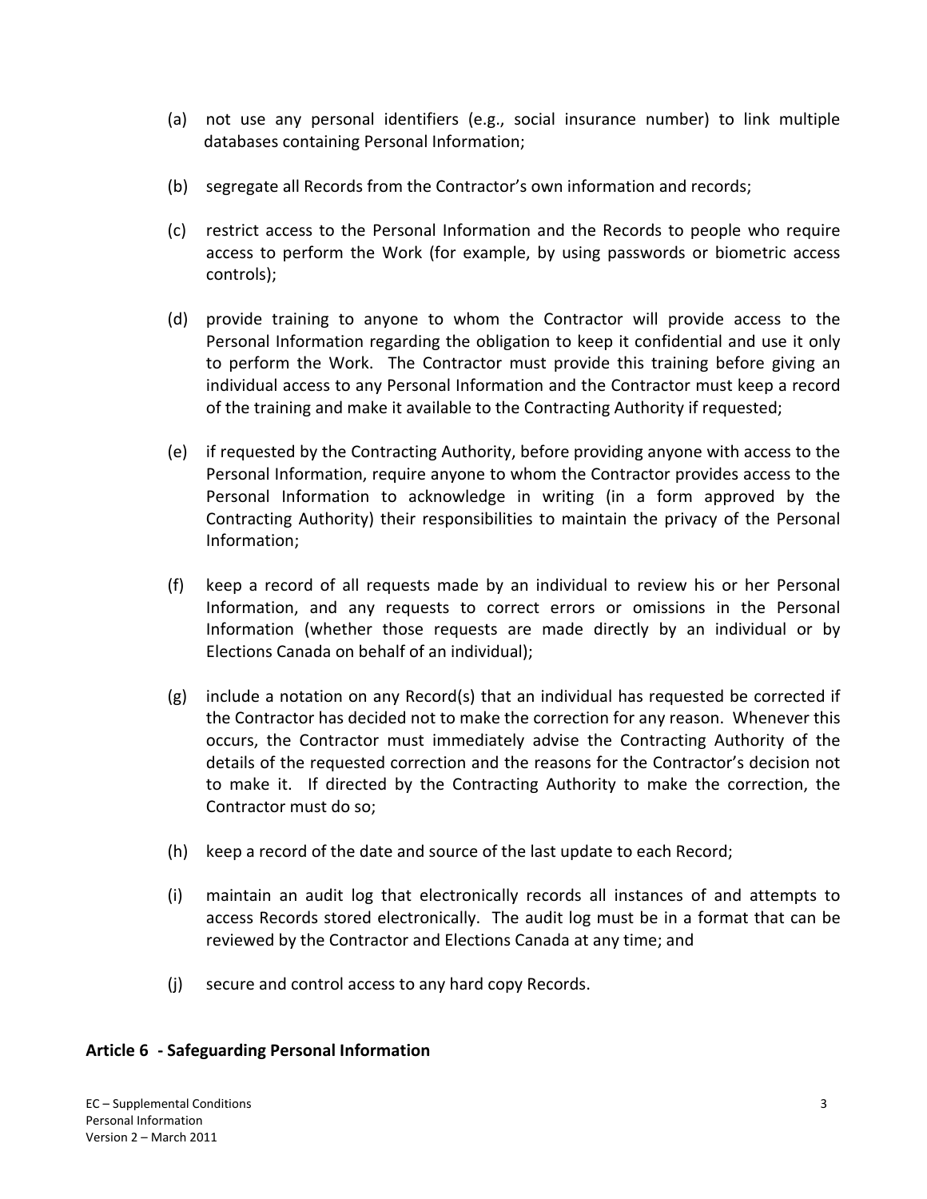(a) not use any personal identifiers (e.g., social insurance number) to link multiple databases containing Personal Information;

(b) segregate all Records from the Contractor's own information and records;

(c) restrict access to the Personal Information and the Records to people who require access to perform the Work (for example, by using passwords or biometric access controls);

(d) provide training to anyone to whom the Contractor will provide access to the Personal Information regarding the obligation to keep it confidential and use it only to perform the Work. The Contractor must provide this training before giving an individual access to any Personal Information and the Contractor must keep a record of the training and make it available to the Contracting Authority if requested;

(e) if requested by the Contracting Authority, before providing anyone with access to the Personal Information, require anyone to whom the Contractor provides access to the Personal Information to acknowledge in writing (in a form approved by the Contracting Authority) their responsibilities to maintain the privacy of the Personal Information;

(f) keep a record of all requests made by an individual to review his or her Personal Information, and any requests to correct errors or omissions in the Personal Information (whether those requests are made directly by an individual or by Elections Canada on behalf of an individual);

(g) include a notation on any Record(s) that an individual has requested be corrected if the Contractor has decided not to make the correction for any reason. Whenever this occurs, the Contractor must immediately advise the Contracting Authority of the details of the requested correction and the reasons for the Contractor's decision not to make it. If directed by the Contracting Authority to make the correction, the Contractor must do so;

(h) keep a record of the date and source of the last update to each Record;

(i) maintain an audit log that electronically records all instances of and attempts to access Records stored electronically. The audit log must be in a format that can be reviewed by the Contractor and Elections Canada at any time; and

(j) secure and control access to any hard copy Records.

## Article 6 - Safeguarding Personal Information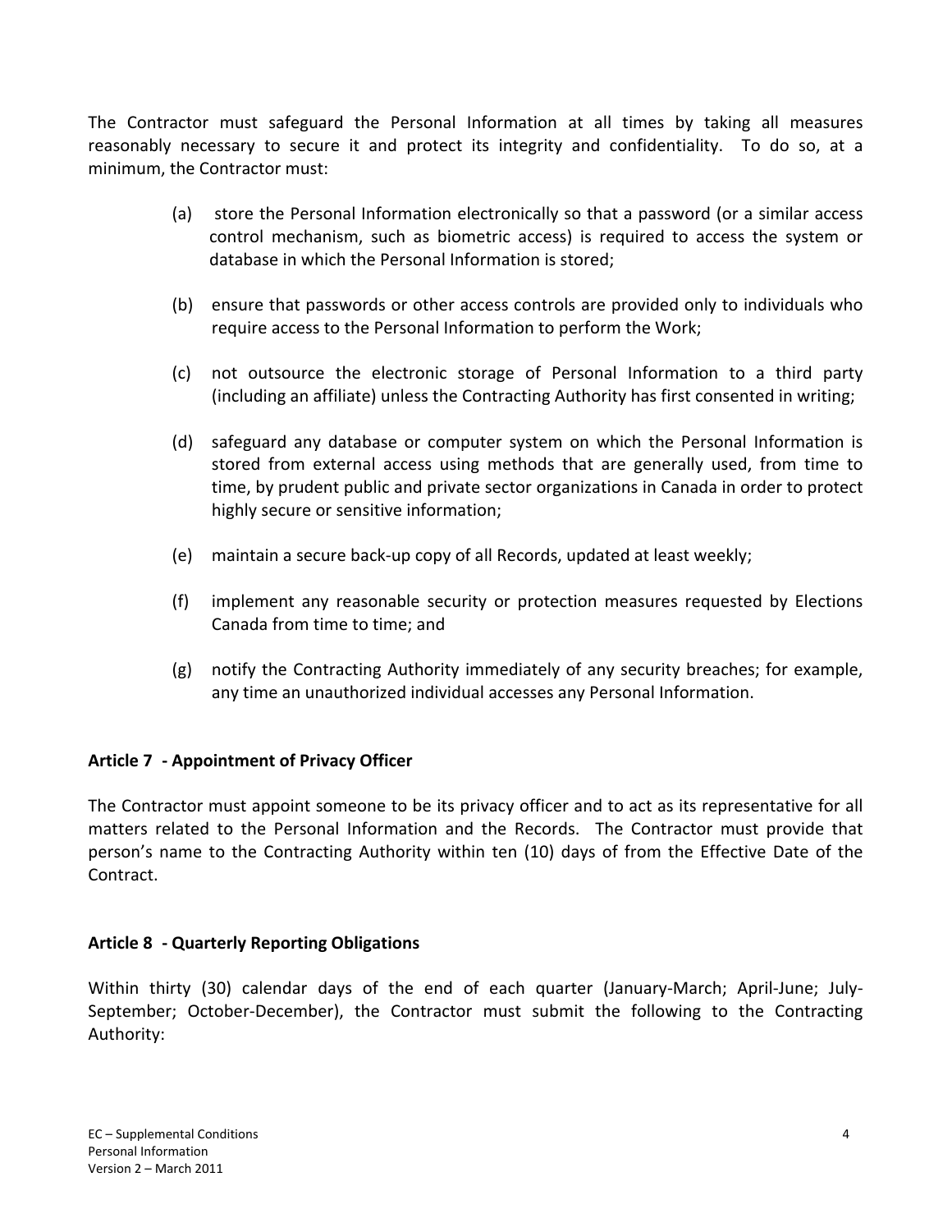The Contractor must safeguard the Personal Information at all times by taking all measures reasonably necessary to secure it and protect its integrity and confidentiality. To do so, at a minimum, the Contractor must:

(a) store the Personal Information electronically so that a password (or a similar access control mechanism, such as biometric access) is required to access the system or database in which the Personal Information is stored;

(b) ensure that passwords or other access controls are provided only to individuals who require access to the Personal Information to perform the Work;

(c) not outsource the electronic storage of Personal Information to a third party (including an affiliate) unless the Contracting Authority has first consented in writing;

(d) safeguard any database or computer system on which the Personal Information is stored from external access using methods that are generally used, from time to time, by prudent public and private sector organizations in Canada in order to protect highly secure or sensitive information;

(e) maintain a secure back-up copy of all Records, updated at least weekly;

(f) implement any reasonable security or protection measures requested by Elections Canada from time to time; and

(g) notify the Contracting Authority immediately of any security breaches; for example, any time an unauthorized individual accesses any Personal Information.

**Article 7 - Appointment of Privacy Officer**

The Contractor must appoint someone to be its privacy officer and to act as its representative for all matters related to the Personal Information and the Records. The Contractor must provide that person's name to the Contracting Authority within ten (10) days of from the Effective Date of the Contract.

**Article 8 - Quarterly Reporting Obligations**

Within thirty (30) calendar days of the end of each quarter (January-March; April-June; July-September; October-December), the Contractor must submit the following to the Contracting Authority: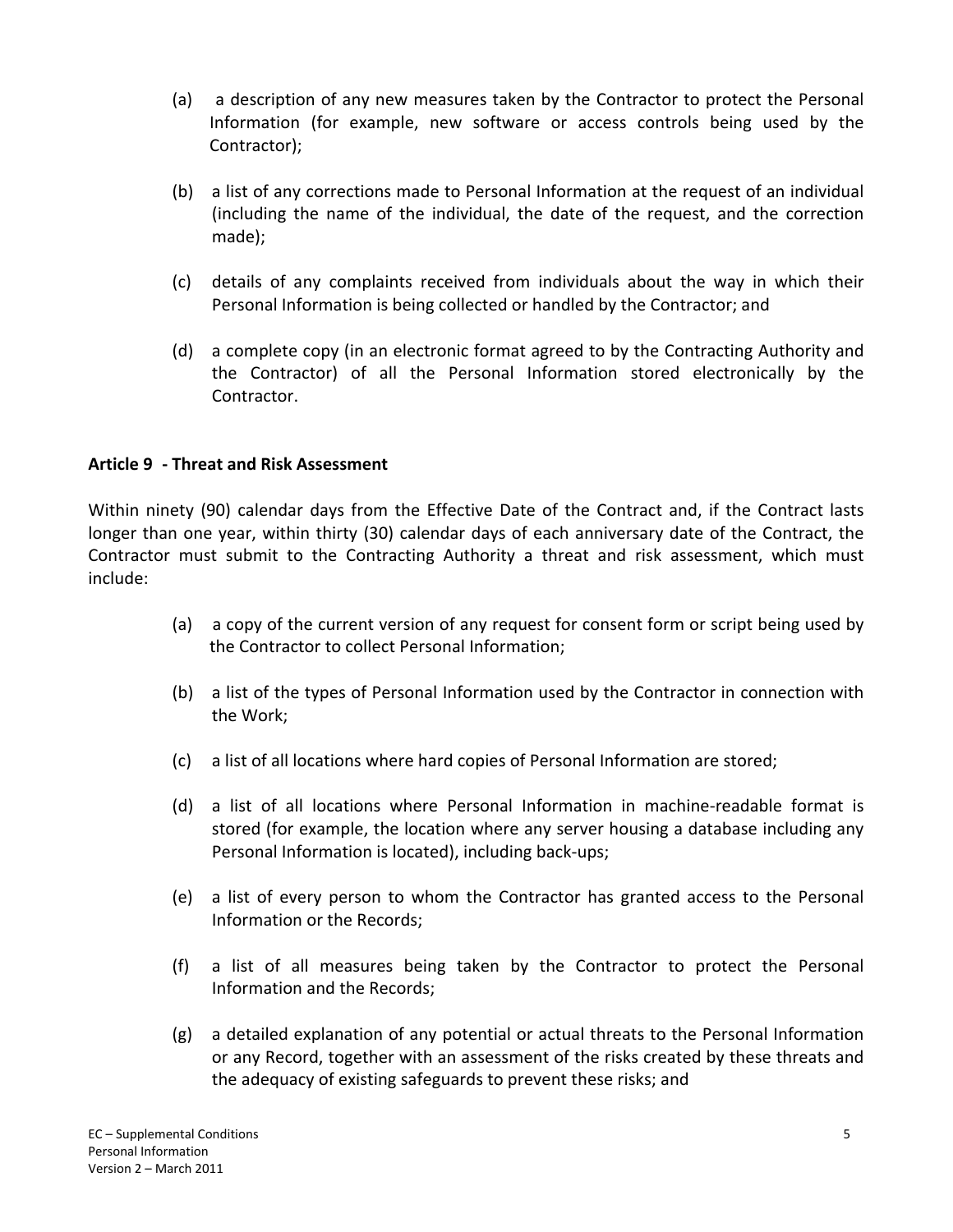(a) a description of any new measures taken by the Contractor to protect the Personal Information (for example, new software or access controls being used by the Contractor);

(b) a list of any corrections made to Personal Information at the request of an individual (including the name of the individual, the date of the request, and the correction made);

(c) details of any complaints received from individuals about the way in which their Personal Information is being collected or handled by the Contractor; and

(d) a complete copy (in an electronic format agreed to by the Contracting Authority and the Contractor) of all the Personal Information stored electronically by the Contractor.

**Article 9 - Threat and Risk Assessment**

Within ninety (90) calendar days from the Effective Date of the Contract and, if the Contract lasts longer than one year, within thirty (30) calendar days of each anniversary date of the Contract, the Contractor must submit to the Contracting Authority a threat and risk assessment, which must include:

(a) a copy of the current version of any request for consent form or script being used by the Contractor to collect Personal Information;

(b) a list of the types of Personal Information used by the Contractor in connection with the Work;

(c) a list of all locations where hard copies of Personal Information are stored;

(d) a list of all locations where Personal Information in machine-readable format is stored (for example, the location where any server housing a database including any Personal Information is located), including back-ups;

(e) a list of every person to whom the Contractor has granted access to the Personal Information or the Records;

(f) a list of all measures being taken by the Contractor to protect the Personal Information and the Records;

(g) a detailed explanation of any potential or actual threats to the Personal Information or any Record, together with an assessment of the risks created by these threats and the adequacy of existing safeguards to prevent these risks; and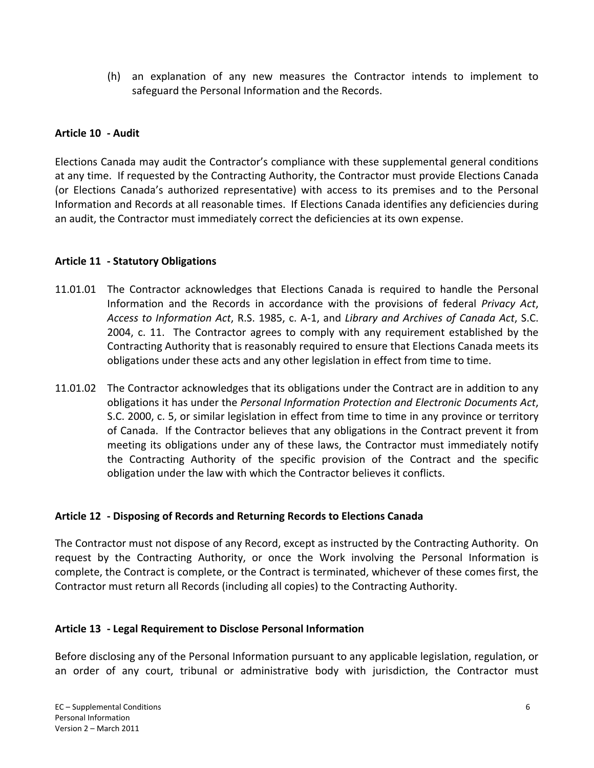(h) an explanation of any new measures the Contractor intends to implement to safeguard the Personal Information and the Records.

**Article 10 - Audit**

Elections Canada may audit the Contractor's compliance with these supplemental general conditions at any time. If requested by the Contracting Authority, the Contractor must provide Elections Canada (or Elections Canada's authorized representative) with access to its premises and to the Personal Information and Records at all reasonable times. If Elections Canada identifies any deficiencies during an audit, the Contractor must immediately correct the deficiencies at its own expense.

**Article 11 - Statutory Obligations**

11.01.01 The Contractor acknowledges that Elections Canada is required to handle the Personal Information and the Records in accordance with the provisions of federal *Privacy Act*, *Access to Information Act*, R.S. 1985, c. A-1, and *Library and Archives of Canada Act*, S.C. 2004, c. 11. The Contractor agrees to comply with any requirement established by the Contracting Authority that is reasonably required to ensure that Elections Canada meets its obligations under these acts and any other legislation in effect from time to time.

11.01.02 The Contractor acknowledges that its obligations under the Contract are in addition to any obligations it has under the *Personal Information Protection and Electronic Documents Act*, S.C. 2000, c. 5, or similar legislation in effect from time to time in any province or territory of Canada. If the Contractor believes that any obligations in the Contract prevent it from meeting its obligations under any of these laws, the Contractor must immediately notify the Contracting Authority of the specific provision of the Contract and the specific obligation under the law with which the Contractor believes it conflicts.

**Article 12 - Disposing of Records and Returning Records to Elections Canada**

The Contractor must not dispose of any Record, except as instructed by the Contracting Authority. On request by the Contracting Authority, or once the Work involving the Personal Information is complete, the Contract is complete, or the Contract is terminated, whichever of these comes first, the Contractor must return all Records (including all copies) to the Contracting Authority.

**Article 13 - Legal Requirement to Disclose Personal Information**

Before disclosing any of the Personal Information pursuant to any applicable legislation, regulation, or an order of any court, tribunal or administrative body with jurisdiction, the Contractor must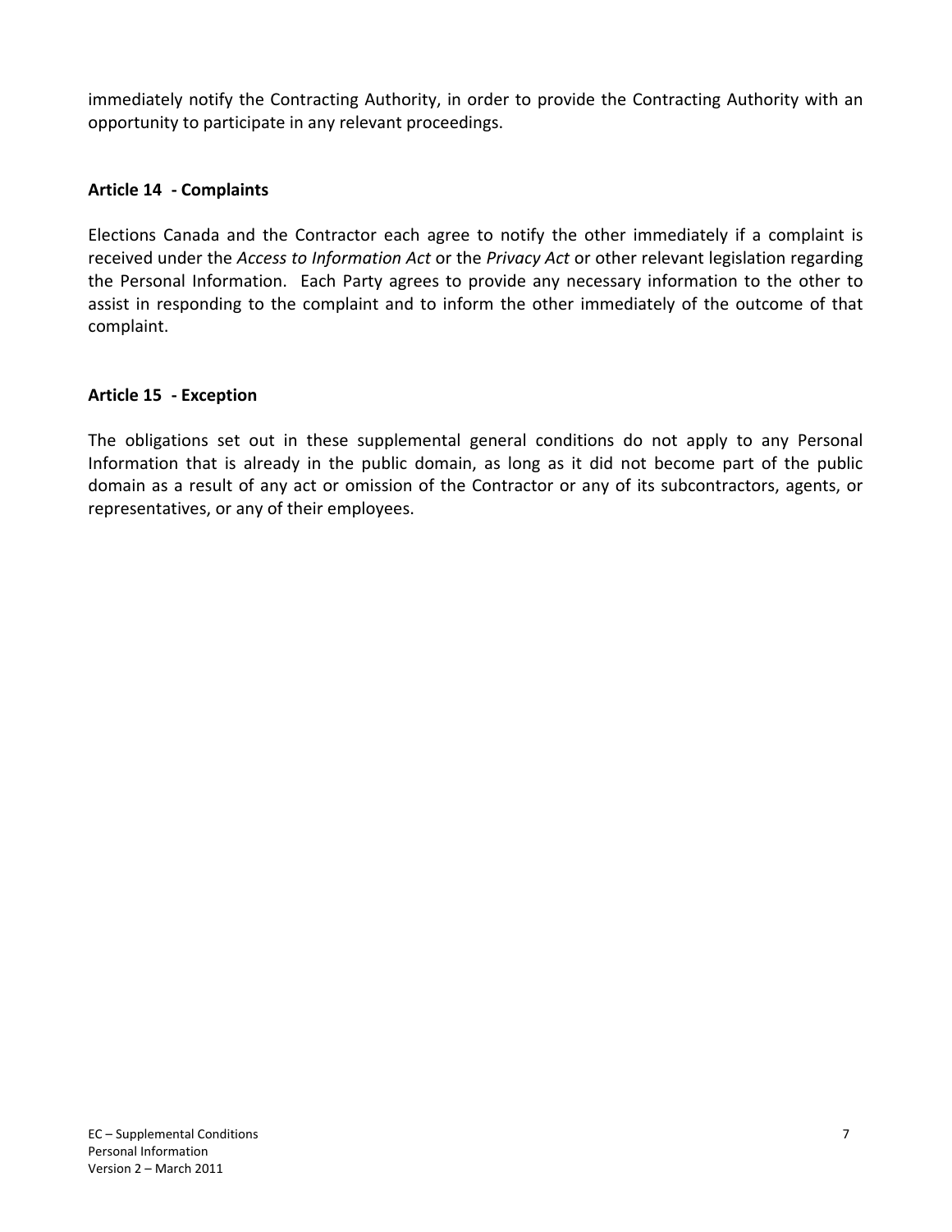immediately notify the Contracting Authority, in order to provide the Contracting Authority with an opportunity to participate in any relevant proceedings.

### Article 14 - Complaints

Elections Canada and the Contractor each agree to notify the other immediately if a complaint is received under the *Access to Information Act* or the *Privacy Act* or other relevant legislation regarding the Personal Information. Each Party agrees to provide any necessary information to the other to assist in responding to the complaint and to inform the other immediately of the outcome of that complaint.

### Article 15 - Exception

The obligations set out in these supplemental general conditions do not apply to any Personal Information that is already in the public domain, as long as it did not become part of the public domain as a result of any act or omission of the Contractor or any of its subcontractors, agents, or representatives, or any of their employees.